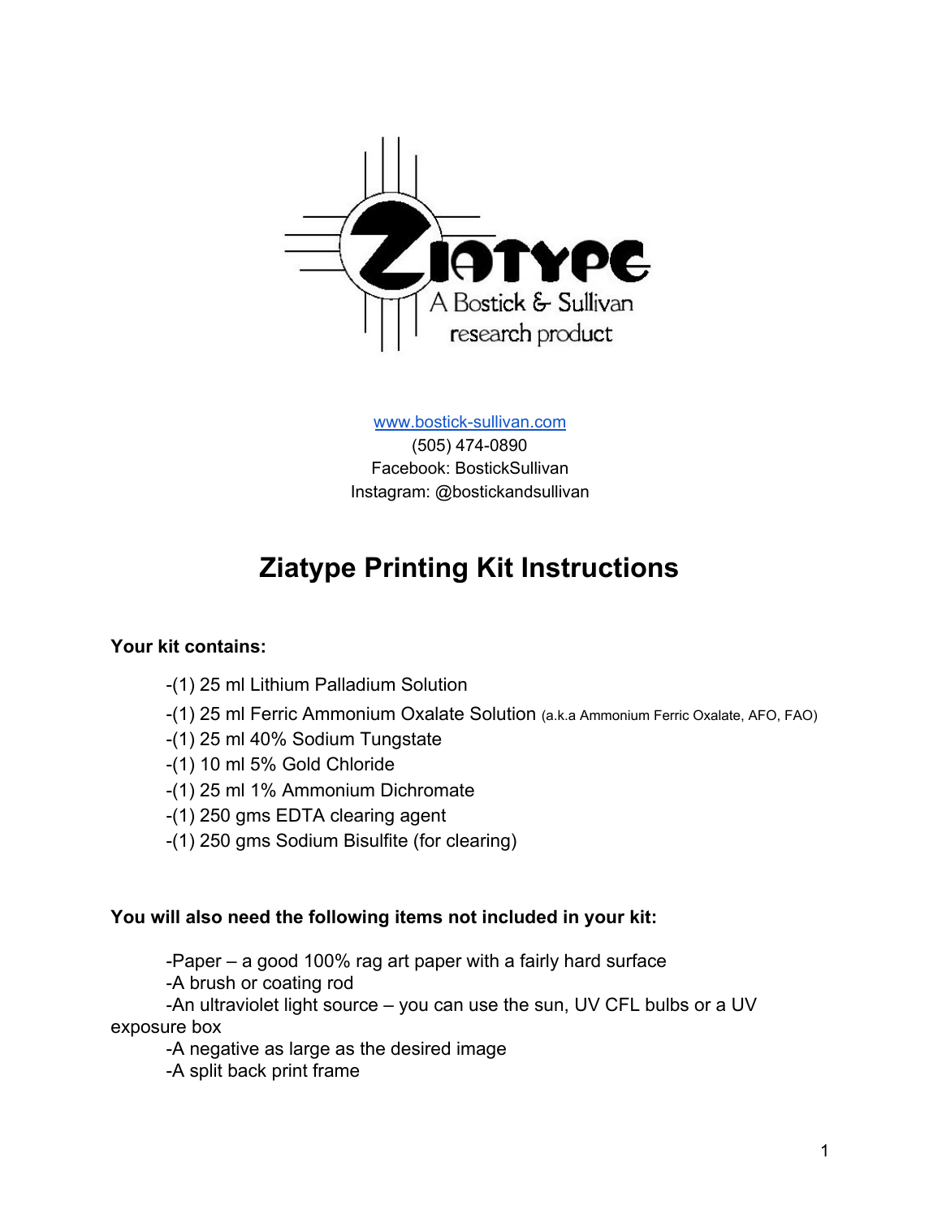Ziatype

A Bostick & Sullivan research product

www.bostick-sullivan.com
(505) 474-0890
Facebook: BostickSullivan
Instagram: @bostickandsullivan

# Ziatype Printing Kit Instructions

**Your kit contains:**

- -(1) 25 ml Lithium Palladium Solution
- -(1) 25 ml Ferric Ammonium Oxalate Solution (a.k.a Ammonium Ferric Oxalate, AFO, FAO)
- -(1) 25 ml 40% Sodium Tungstate
- -(1) 10 ml 5% Gold Chloride
- -(1) 25 ml 1% Ammonium Dichromate
- -(1) 250 gms EDTA clearing agent
- -(1) 250 gms Sodium Bisulfite (for clearing)

**You will also need the following items not included in your kit:**

- -Paper – a good 100% rag art paper with a fairly hard surface
- -A brush or coating rod
- -An ultraviolet light source – you can use the sun, UV CFL bulbs or a UV exposure box
- -A negative as large as the desired image
- -A split back print frame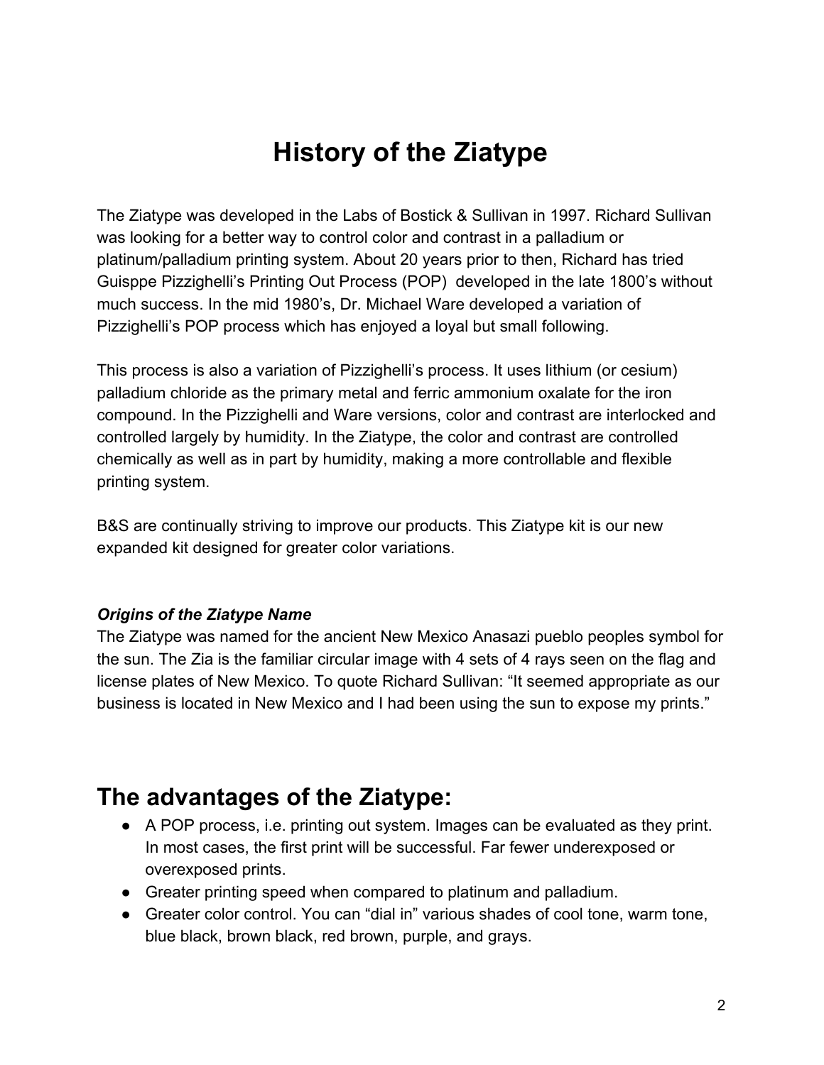# History of the Ziatype

The Ziatype was developed in the Labs of Bostick & Sullivan in 1997. Richard Sullivan was looking for a better way to control color and contrast in a palladium or platinum/palladium printing system. About 20 years prior to then, Richard has tried Guisppe Pizzighelli's Printing Out Process (POP) developed in the late 1800's without much success. In the mid 1980's, Dr. Michael Ware developed a variation of Pizzighelli's POP process which has enjoyed a loyal but small following.

This process is also a variation of Pizzighelli's process. It uses lithium (or cesium) palladium chloride as the primary metal and ferric ammonium oxalate for the iron compound. In the Pizzighelli and Ware versions, color and contrast are interlocked and controlled largely by humidity. In the Ziatype, the color and contrast are controlled chemically as well as in part by humidity, making a more controllable and flexible printing system.

B&S are continually striving to improve our products. This Ziatype kit is our new expanded kit designed for greater color variations.

***Origins of the Ziatype Name***

The Ziatype was named for the ancient New Mexico Anasazi pueblo peoples symbol for the sun. The Zia is the familiar circular image with 4 sets of 4 rays seen on the flag and license plates of New Mexico. To quote Richard Sullivan: "It seemed appropriate as our business is located in New Mexico and I had been using the sun to expose my prints."

## The advantages of the Ziatype:

- A POP process, i.e. printing out system. Images can be evaluated as they print. In most cases, the first print will be successful. Far fewer underexposed or overexposed prints.
- Greater printing speed when compared to platinum and palladium.
- Greater color control. You can "dial in" various shades of cool tone, warm tone, blue black, brown black, red brown, purple, and grays.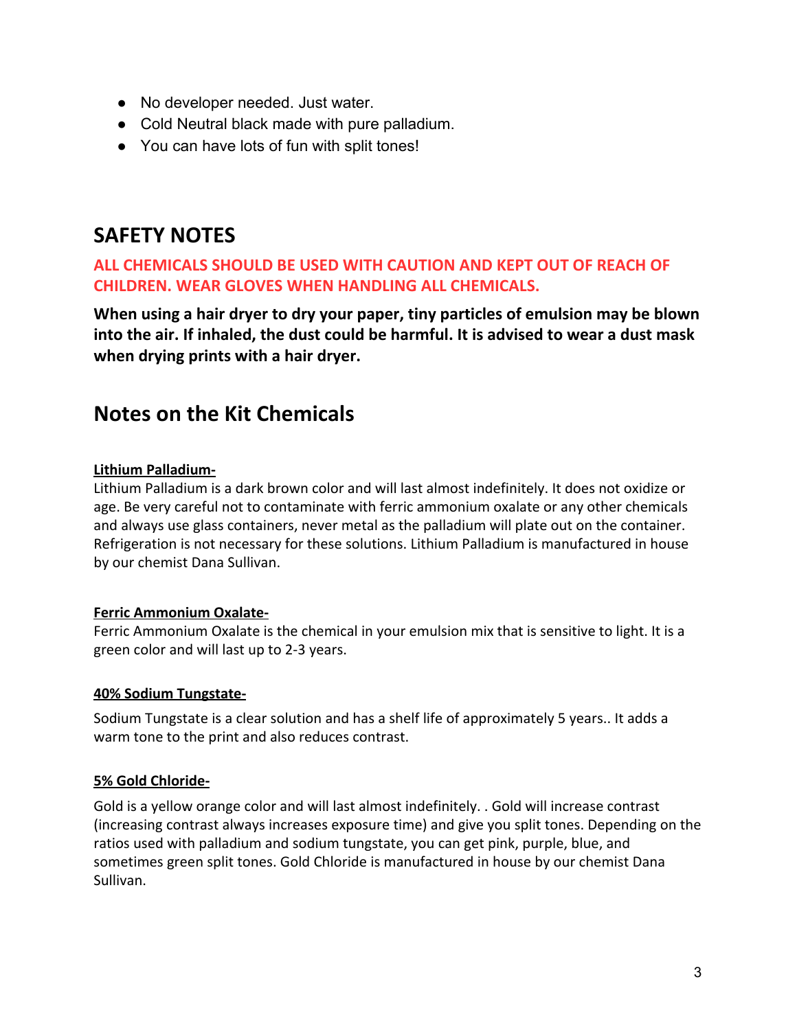- No developer needed. Just water.
- Cold Neutral black made with pure palladium.
- You can have lots of fun with split tones!

## SAFETY NOTES

**ALL CHEMICALS SHOULD BE USED WITH CAUTION AND KEPT OUT OF REACH OF CHILDREN. WEAR GLOVES WHEN HANDLING ALL CHEMICALS.**

**When using a hair dryer to dry your paper, tiny particles of emulsion may be blown into the air. If inhaled, the dust could be harmful. It is advised to wear a dust mask when drying prints with a hair dryer.**

## Notes on the Kit Chemicals

**Lithium Palladium-**

Lithium Palladium is a dark brown color and will last almost indefinitely. It does not oxidize or age. Be very careful not to contaminate with ferric ammonium oxalate or any other chemicals and always use glass containers, never metal as the palladium will plate out on the container. Refrigeration is not necessary for these solutions. Lithium Palladium is manufactured in house by our chemist Dana Sullivan.

**Ferric Ammonium Oxalate-**

Ferric Ammonium Oxalate is the chemical in your emulsion mix that is sensitive to light. It is a green color and will last up to 2-3 years.

**40% Sodium Tungstate-**

Sodium Tungstate is a clear solution and has a shelf life of approximately 5 years.. It adds a warm tone to the print and also reduces contrast.

**5% Gold Chloride-**

Gold is a yellow orange color and will last almost indefinitely. . Gold will increase contrast (increasing contrast always increases exposure time) and give you split tones. Depending on the ratios used with palladium and sodium tungstate, you can get pink, purple, blue, and sometimes green split tones. Gold Chloride is manufactured in house by our chemist Dana Sullivan.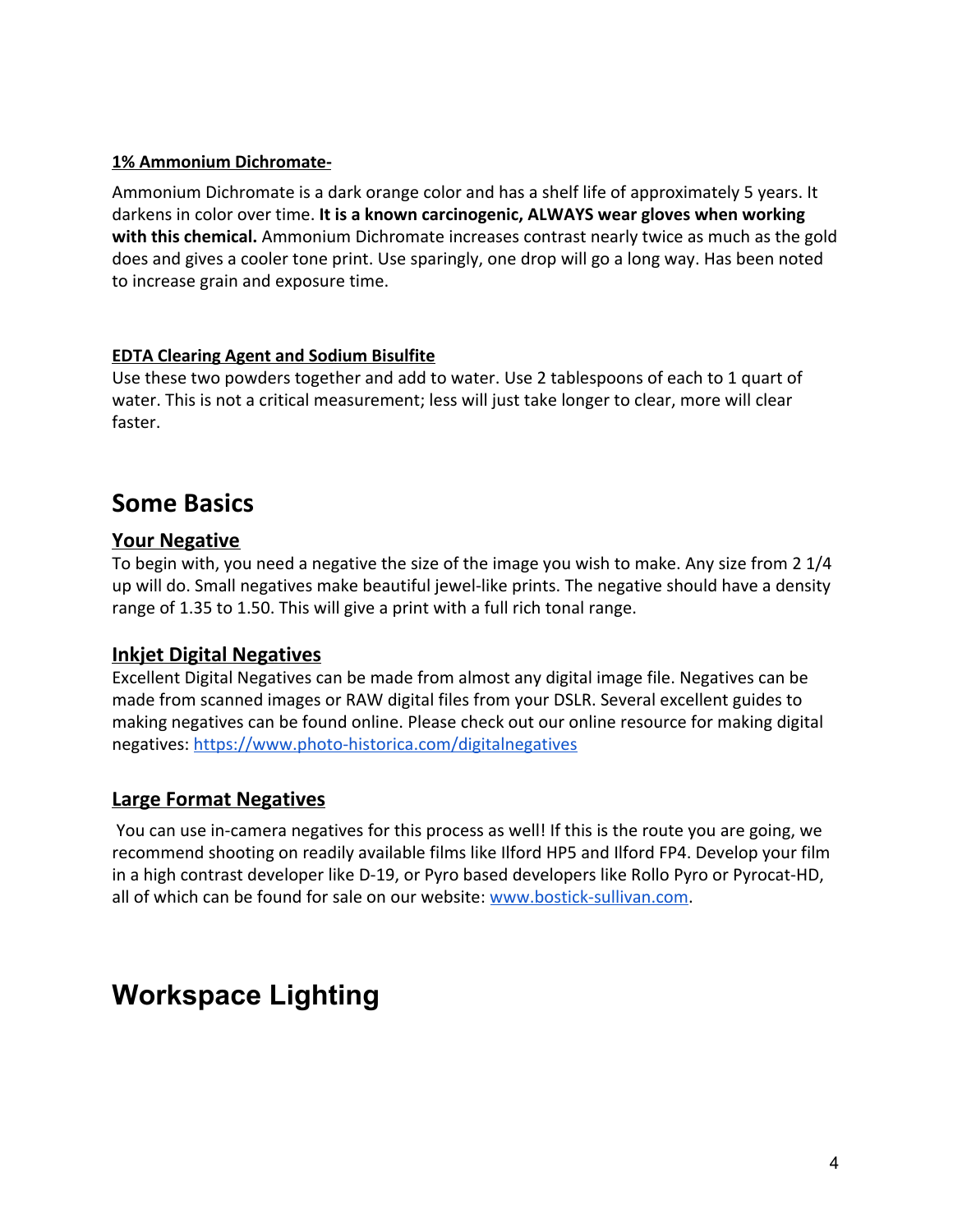**1% Ammonium Dichromate-**

Ammonium Dichromate is a dark orange color and has a shelf life of approximately 5 years. It darkens in color over time. **It is a known carcinogenic, ALWAYS wear gloves when working with this chemical.** Ammonium Dichromate increases contrast nearly twice as much as the gold does and gives a cooler tone print. Use sparingly, one drop will go a long way. Has been noted to increase grain and exposure time.

**EDTA Clearing Agent and Sodium Bisulfite**

Use these two powders together and add to water. Use 2 tablespoons of each to 1 quart of water. This is not a critical measurement; less will just take longer to clear, more will clear faster.

# Some Basics

## Your Negative

To begin with, you need a negative the size of the image you wish to make. Any size from 2 1/4 up will do. Small negatives make beautiful jewel-like prints. The negative should have a density range of 1.35 to 1.50. This will give a print with a full rich tonal range.

## Inkjet Digital Negatives

Excellent Digital Negatives can be made from almost any digital image file. Negatives can be made from scanned images or RAW digital files from your DSLR. Several excellent guides to making negatives can be found online. Please check out our online resource for making digital negatives: https://www.photo-historica.com/digitalnegatives

## Large Format Negatives

You can use in-camera negatives for this process as well! If this is the route you are going, we recommend shooting on readily available films like Ilford HP5 and Ilford FP4. Develop your film in a high contrast developer like D-19, or Pyro based developers like Rollo Pyro or Pyrocat-HD, all of which can be found for sale on our website: www.bostick-sullivan.com.

# Workspace Lighting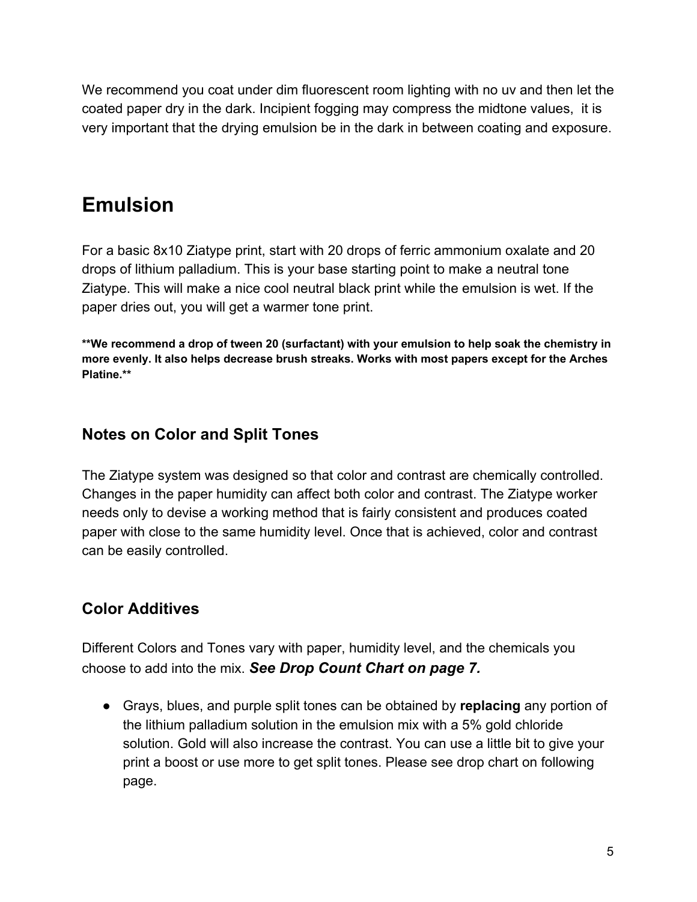We recommend you coat under dim fluorescent room lighting with no uv and then let the coated paper dry in the dark. Incipient fogging may compress the midtone values,  it is very important that the drying emulsion be in the dark in between coating and exposure.

# Emulsion

For a basic 8x10 Ziatype print, start with 20 drops of ferric ammonium oxalate and 20 drops of lithium palladium. This is your base starting point to make a neutral tone Ziatype. This will make a nice cool neutral black print while the emulsion is wet. If the paper dries out, you will get a warmer tone print.

**\*\*We recommend a drop of tween 20 (surfactant) with your emulsion to help soak the chemistry in more evenly. It also helps decrease brush streaks. Works with most papers except for the Arches Platine.\*\***

## Notes on Color and Split Tones

The Ziatype system was designed so that color and contrast are chemically controlled. Changes in the paper humidity can affect both color and contrast. The Ziatype worker needs only to devise a working method that is fairly consistent and produces coated paper with close to the same humidity level. Once that is achieved, color and contrast can be easily controlled.

## Color Additives

Different Colors and Tones vary with paper, humidity level, and the chemicals you choose to add into the mix. ***See Drop Count Chart on page 7.***

- Grays, blues, and purple split tones can be obtained by **replacing** any portion of the lithium palladium solution in the emulsion mix with a 5% gold chloride solution. Gold will also increase the contrast. You can use a little bit to give your print a boost or use more to get split tones. Please see drop chart on following page.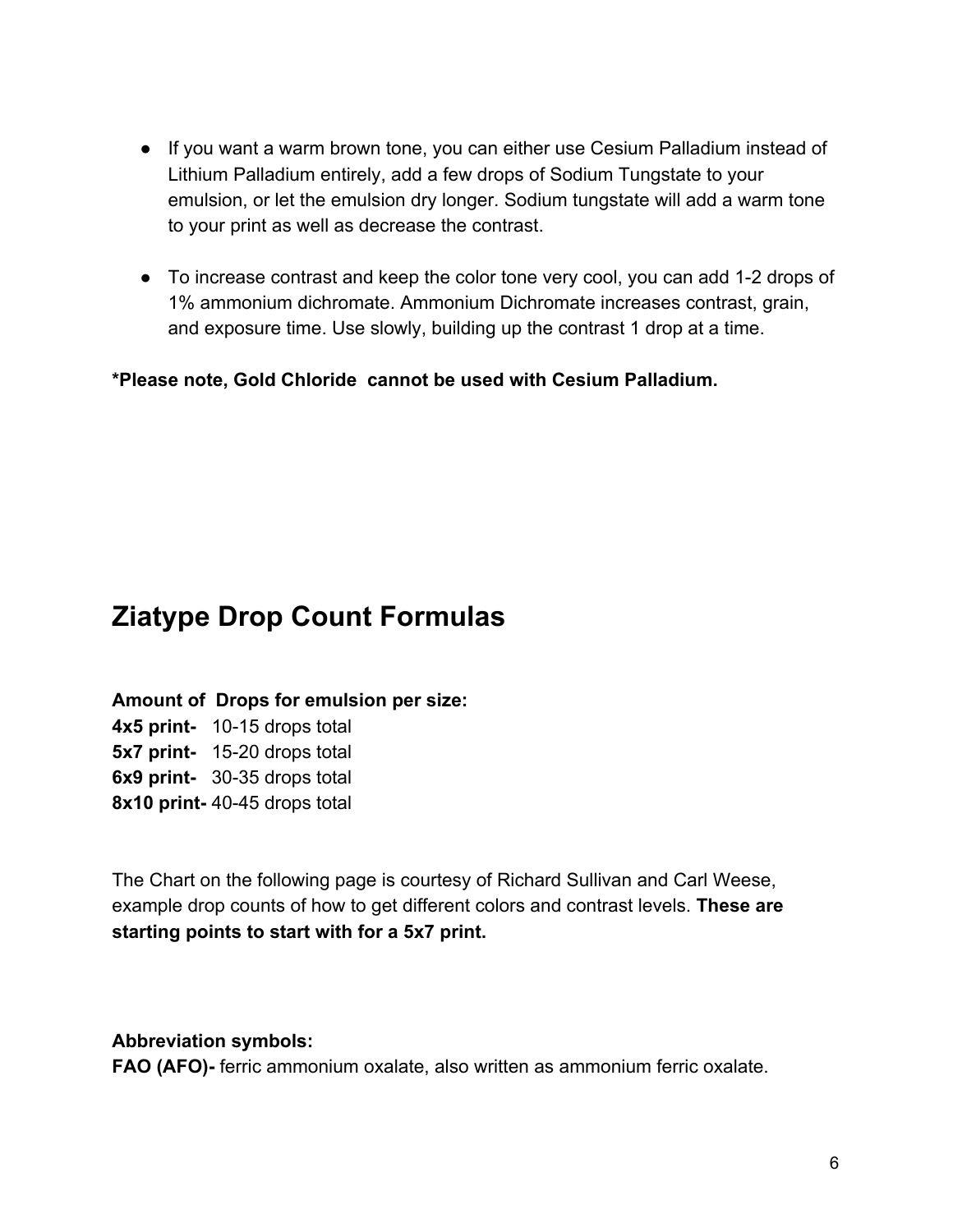- If you want a warm brown tone, you can either use Cesium Palladium instead of Lithium Palladium entirely, add a few drops of Sodium Tungstate to your emulsion, or let the emulsion dry longer. Sodium tungstate will add a warm tone to your print as well as decrease the contrast.

- To increase contrast and keep the color tone very cool, you can add 1-2 drops of 1% ammonium dichromate. Ammonium Dichromate increases contrast, grain, and exposure time. Use slowly, building up the contrast 1 drop at a time.

**\*Please note, Gold Chloride cannot be used with Cesium Palladium.**

## Ziatype Drop Count Formulas

**Amount of Drops for emulsion per size:**
**4x5 print-** 10-15 drops total
**5x7 print-** 15-20 drops total
**6x9 print-** 30-35 drops total
**8x10 print-** 40-45 drops total

The Chart on the following page is courtesy of Richard Sullivan and Carl Weese, example drop counts of how to get different colors and contrast levels. **These are starting points to start with for a 5x7 print.**

**Abbreviation symbols:**
**FAO (AFO)-** ferric ammonium oxalate, also written as ammonium ferric oxalate.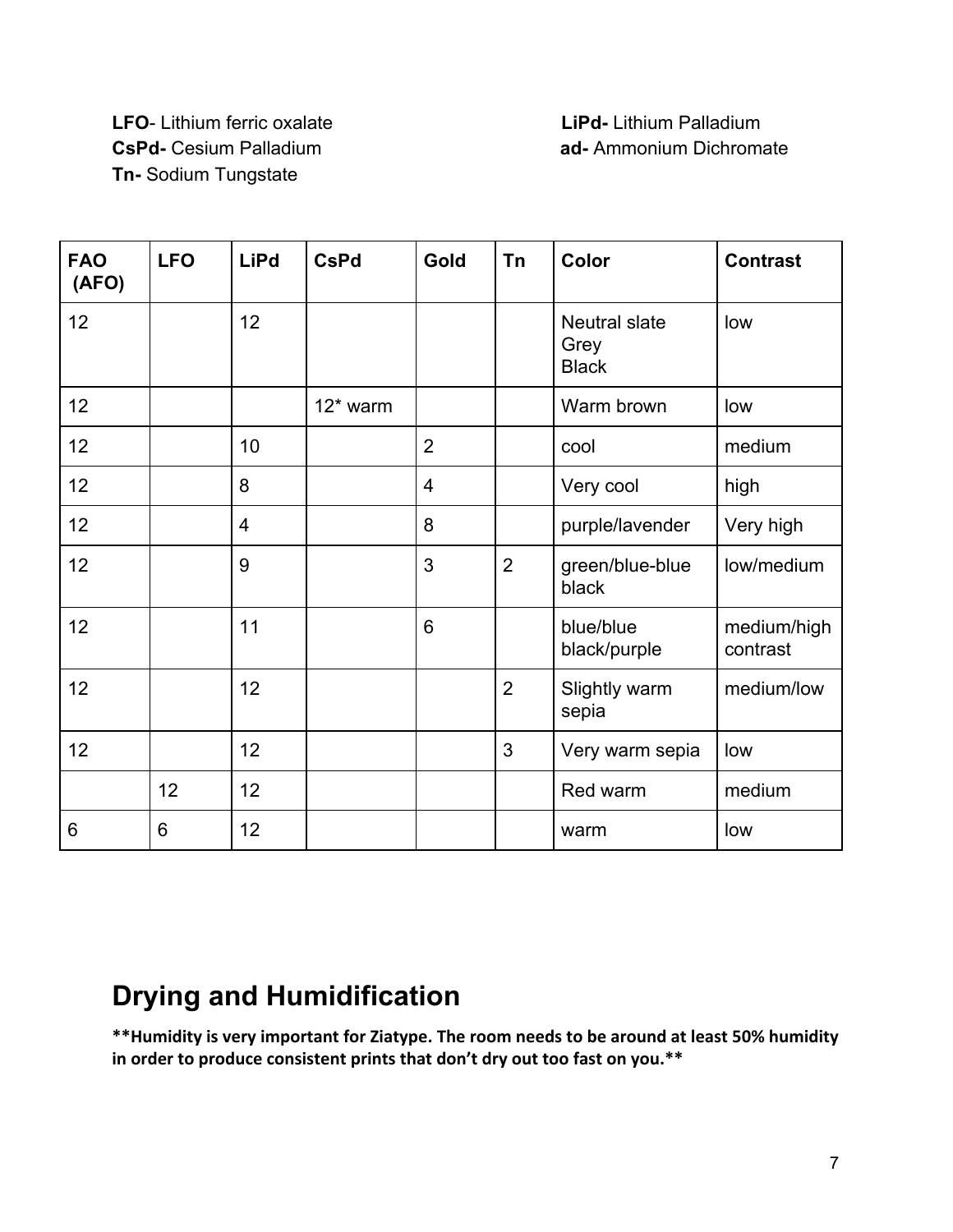**LFO**- Lithium ferric oxalate

**CsPd-** Cesium Palladium

**Tn-** Sodium Tungstate

**LiPd-** Lithium Palladium

**ad-** Ammonium Dichromate

| FAO (AFO) | LFO | LiPd | CsPd | Gold | Tn | Color | Contrast |
|---|---|---|---|---|---|---|---|
| 12 | | 12 | | | | Neutral slate Grey Black | low |
| 12 | | | 12* warm | | | Warm brown | low |
| 12 | | 10 | | 2 | | cool | medium |
| 12 | | 8 | | 4 | | Very cool | high |
| 12 | | 4 | | 8 | | purple/lavender | Very high |
| 12 | | 9 | | 3 | 2 | green/blue-blue black | low/medium |
| 12 | | 11 | | 6 | | blue/blue black/purple | medium/high contrast |
| 12 | | 12 | | | 2 | Slightly warm sepia | medium/low |
| 12 | | 12 | | | 3 | Very warm sepia | low |
| | 12 | 12 | | | | Red warm | medium |
| 6 | 6 | 12 | | | | warm | low |

## Drying and Humidification

****Humidity is very important for Ziatype. The room needs to be around at least 50% humidity in order to produce consistent prints that don't dry out too fast on you.****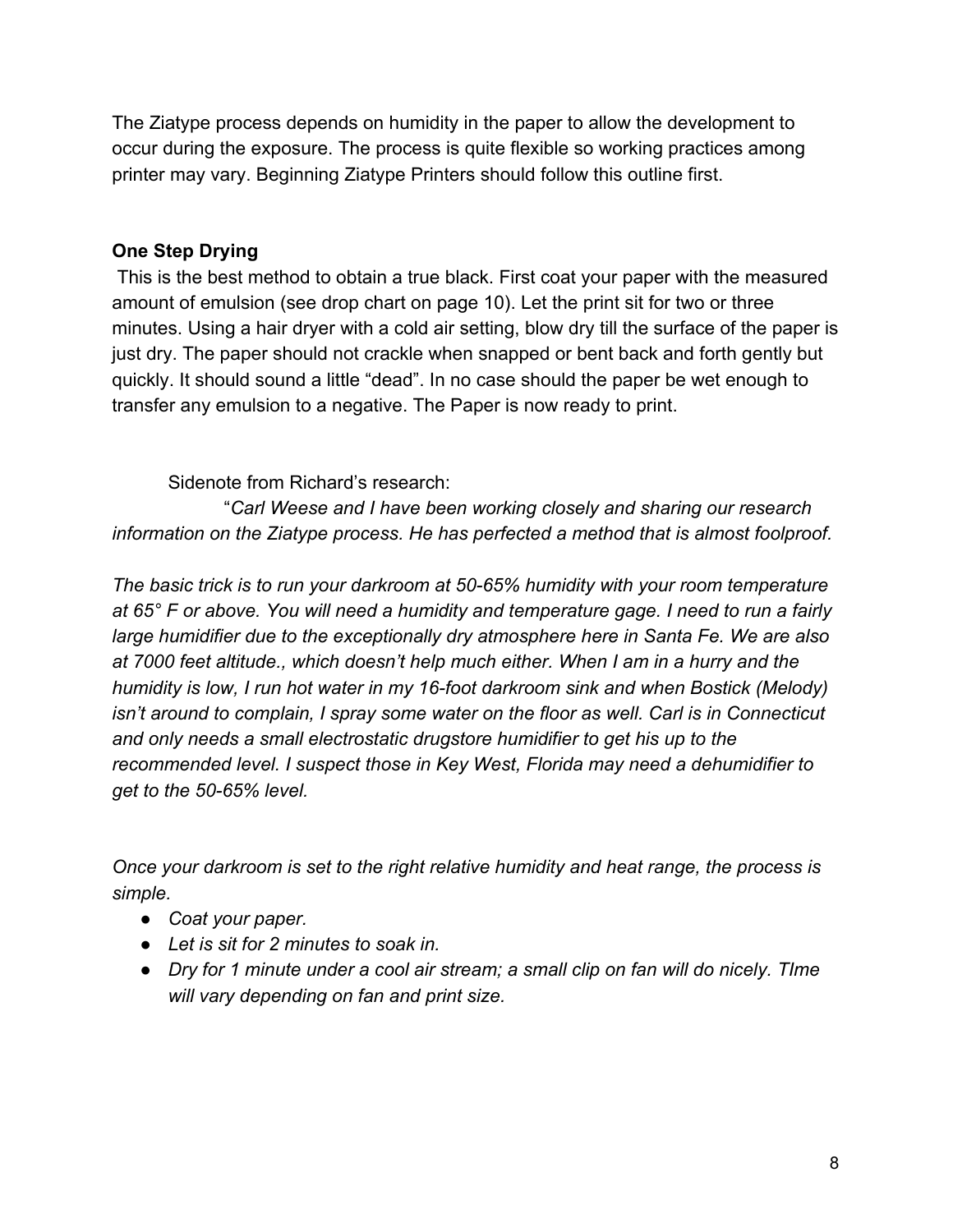The Ziatype process depends on humidity in the paper to allow the development to occur during the exposure. The process is quite flexible so working practices among printer may vary. Beginning Ziatype Printers should follow this outline first.

**One Step Drying**

This is the best method to obtain a true black. First coat your paper with the measured amount of emulsion (see drop chart on page 10). Let the print sit for two or three minutes. Using a hair dryer with a cold air setting, blow dry till the surface of the paper is just dry. The paper should not crackle when snapped or bent back and forth gently but quickly. It should sound a little "dead". In no case should the paper be wet enough to transfer any emulsion to a negative. The Paper is now ready to print.

Sidenote from Richard's research:

"*Carl Weese and I have been working closely and sharing our research information on the Ziatype process. He has perfected a method that is almost foolproof.*

*The basic trick is to run your darkroom at 50-65% humidity with your room temperature at 65° F or above. You will need a humidity and temperature gage. I need to run a fairly large humidifier due to the exceptionally dry atmosphere here in Santa Fe. We are also at 7000 feet altitude., which doesn't help much either. When I am in a hurry and the humidity is low, I run hot water in my 16-foot darkroom sink and when Bostick (Melody) isn't around to complain, I spray some water on the floor as well. Carl is in Connecticut and only needs a small electrostatic drugstore humidifier to get his up to the recommended level. I suspect those in Key West, Florida may need a dehumidifier to get to the 50-65% level.*

*Once your darkroom is set to the right relative humidity and heat range, the process is simple.*

- *Coat your paper.*
- *Let is sit for 2 minutes to soak in.*
- *Dry for 1 minute under a cool air stream; a small clip on fan will do nicely. TIme will vary depending on fan and print size.*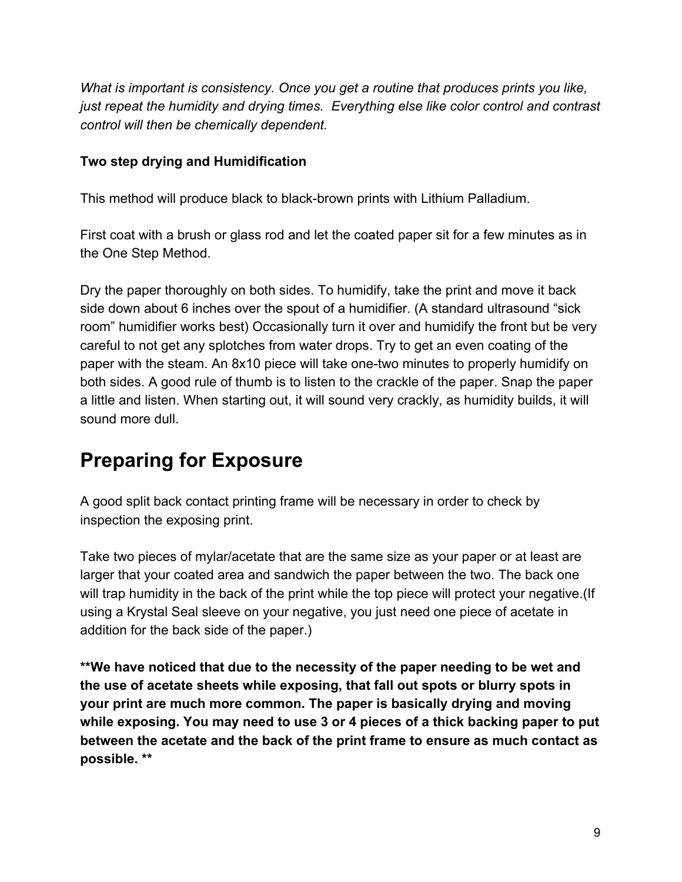*What is important is consistency. Once you get a routine that produces prints you like, just repeat the humidity and drying times.  Everything else like color control and contrast control will then be chemically dependent.*

**Two step drying and Humidification**

This method will produce black to black-brown prints with Lithium Palladium.

First coat with a brush or glass rod and let the coated paper sit for a few minutes as in the One Step Method.

Dry the paper thoroughly on both sides. To humidify, take the print and move it back side down about 6 inches over the spout of a humidifier. (A standard ultrasound "sick room" humidifier works best) Occasionally turn it over and humidify the front but be very careful to not get any splotches from water drops. Try to get an even coating of the paper with the steam. An 8x10 piece will take one-two minutes to properly humidify on both sides. A good rule of thumb is to listen to the crackle of the paper. Snap the paper a little and listen. When starting out, it will sound very crackly, as humidity builds, it will sound more dull.

# Preparing for Exposure

A good split back contact printing frame will be necessary in order to check by inspection the exposing print.

Take two pieces of mylar/acetate that are the same size as your paper or at least are larger that your coated area and sandwich the paper between the two. The back one will trap humidity in the back of the print while the top piece will protect your negative.(If using a Krystal Seal sleeve on your negative, you just need one piece of acetate in addition for the back side of the paper.)

****We have noticed that due to the necessity of the paper needing to be wet and the use of acetate sheets while exposing, that fall out spots or blurry spots in your print are much more common. The paper is basically drying and moving while exposing. You may need to use 3 or 4 pieces of a thick backing paper to put between the acetate and the back of the print frame to ensure as much contact as possible. ****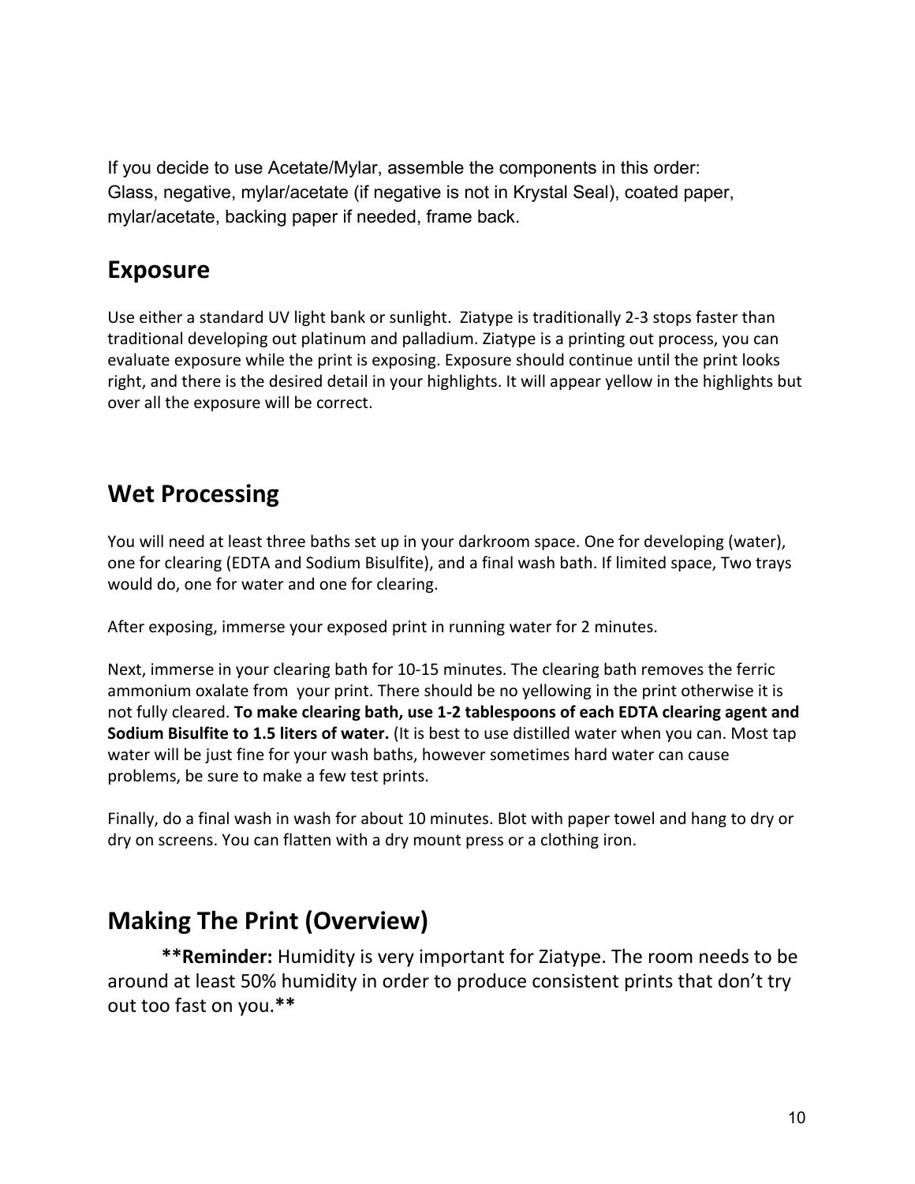If you decide to use Acetate/Mylar, assemble the components in this order:
Glass, negative, mylar/acetate (if negative is not in Krystal Seal), coated paper, mylar/acetate, backing paper if needed, frame back.

## Exposure

Use either a standard UV light bank or sunlight.  Ziatype is traditionally 2-3 stops faster than traditional developing out platinum and palladium. Ziatype is a printing out process, you can evaluate exposure while the print is exposing. Exposure should continue until the print looks right, and there is the desired detail in your highlights. It will appear yellow in the highlights but over all the exposure will be correct.

## Wet Processing

You will need at least three baths set up in your darkroom space. One for developing (water), one for clearing (EDTA and Sodium Bisulfite), and a final wash bath. If limited space, Two trays would do, one for water and one for clearing.

After exposing, immerse your exposed print in running water for 2 minutes.

Next, immerse in your clearing bath for 10-15 minutes. The clearing bath removes the ferric ammonium oxalate from  your print. There should be no yellowing in the print otherwise it is not fully cleared. **To make clearing bath, use 1-2 tablespoons of each EDTA clearing agent and Sodium Bisulfite to 1.5 liters of water.** (It is best to use distilled water when you can. Most tap water will be just fine for your wash baths, however sometimes hard water can cause problems, be sure to make a few test prints.

Finally, do a final wash in wash for about 10 minutes. Blot with paper towel and hang to dry or dry on screens. You can flatten with a dry mount press or a clothing iron.

## Making The Print (Overview)

**\*\*Reminder:** Humidity is very important for Ziatype. The room needs to be around at least 50% humidity in order to produce consistent prints that don't try out too fast on you.**\*\***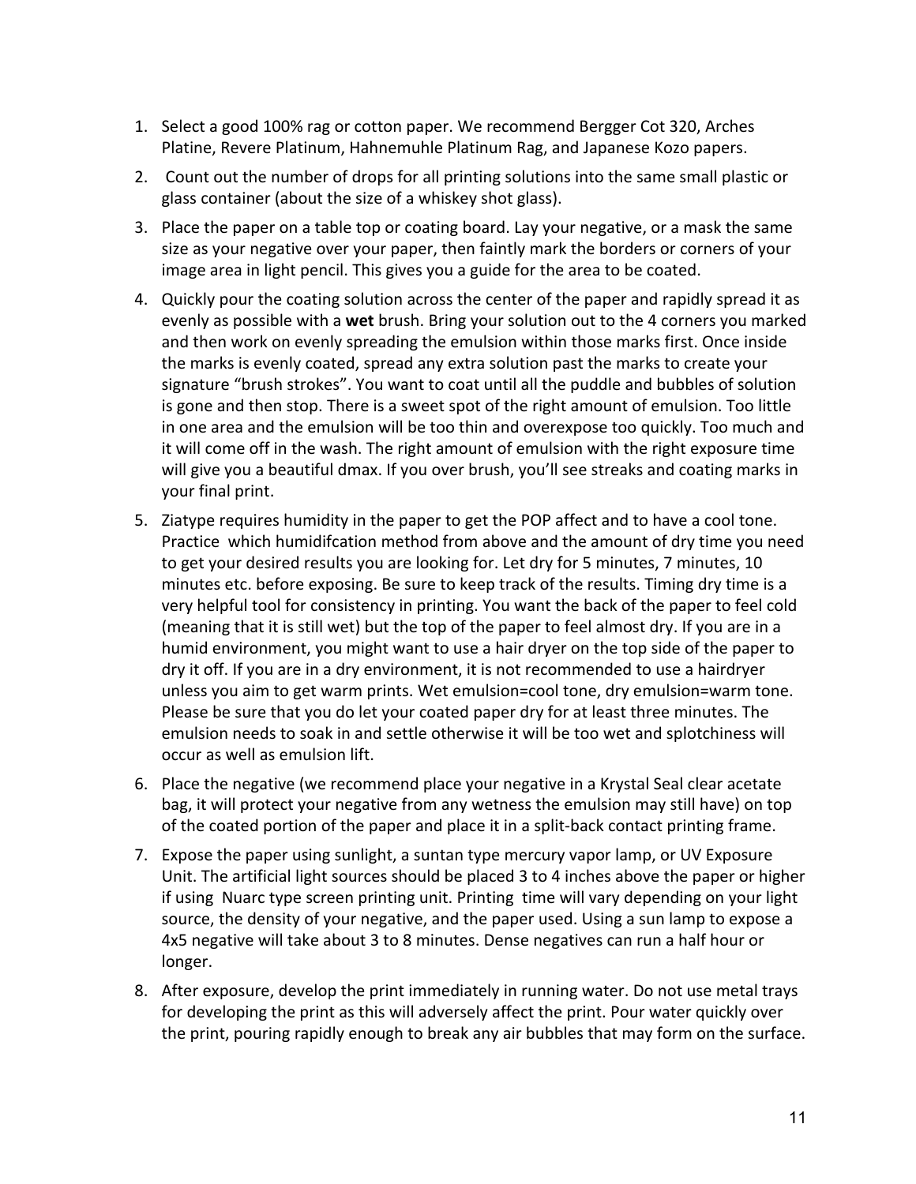1. Select a good 100% rag or cotton paper. We recommend Bergger Cot 320, Arches Platine, Revere Platinum, Hahnemuhle Platinum Rag, and Japanese Kozo papers.
2. Count out the number of drops for all printing solutions into the same small plastic or glass container (about the size of a whiskey shot glass).
3. Place the paper on a table top or coating board. Lay your negative, or a mask the same size as your negative over your paper, then faintly mark the borders or corners of your image area in light pencil. This gives you a guide for the area to be coated.
4. Quickly pour the coating solution across the center of the paper and rapidly spread it as evenly as possible with a **wet** brush. Bring your solution out to the 4 corners you marked and then work on evenly spreading the emulsion within those marks first. Once inside the marks is evenly coated, spread any extra solution past the marks to create your signature "brush strokes". You want to coat until all the puddle and bubbles of solution is gone and then stop. There is a sweet spot of the right amount of emulsion. Too little in one area and the emulsion will be too thin and overexpose too quickly. Too much and it will come off in the wash. The right amount of emulsion with the right exposure time will give you a beautiful dmax. If you over brush, you'll see streaks and coating marks in your final print.
5. Ziatype requires humidity in the paper to get the POP affect and to have a cool tone. Practice which humidifcation method from above and the amount of dry time you need to get your desired results you are looking for. Let dry for 5 minutes, 7 minutes, 10 minutes etc. before exposing. Be sure to keep track of the results. Timing dry time is a very helpful tool for consistency in printing. You want the back of the paper to feel cold (meaning that it is still wet) but the top of the paper to feel almost dry. If you are in a humid environment, you might want to use a hair dryer on the top side of the paper to dry it off. If you are in a dry environment, it is not recommended to use a hairdryer unless you aim to get warm prints. Wet emulsion=cool tone, dry emulsion=warm tone. Please be sure that you do let your coated paper dry for at least three minutes. The emulsion needs to soak in and settle otherwise it will be too wet and splotchiness will occur as well as emulsion lift.
6. Place the negative (we recommend place your negative in a Krystal Seal clear acetate bag, it will protect your negative from any wetness the emulsion may still have) on top of the coated portion of the paper and place it in a split-back contact printing frame.
7. Expose the paper using sunlight, a suntan type mercury vapor lamp, or UV Exposure Unit. The artificial light sources should be placed 3 to 4 inches above the paper or higher if using Nuarc type screen printing unit. Printing time will vary depending on your light source, the density of your negative, and the paper used. Using a sun lamp to expose a 4x5 negative will take about 3 to 8 minutes. Dense negatives can run a half hour or longer.
8. After exposure, develop the print immediately in running water. Do not use metal trays for developing the print as this will adversely affect the print. Pour water quickly over the print, pouring rapidly enough to break any air bubbles that may form on the surface.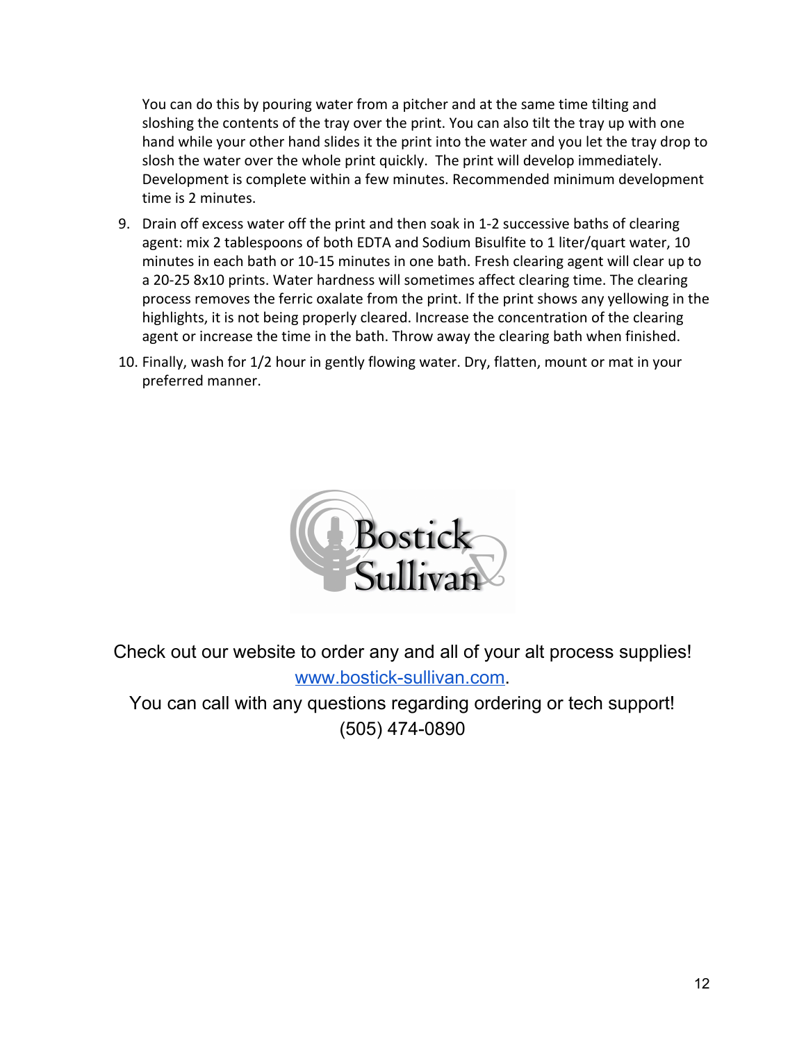You can do this by pouring water from a pitcher and at the same time tilting and sloshing the contents of the tray over the print. You can also tilt the tray up with one hand while your other hand slides it the print into the water and you let the tray drop to slosh the water over the whole print quickly. The print will develop immediately. Development is complete within a few minutes. Recommended minimum development time is 2 minutes.

9. Drain off excess water off the print and then soak in 1-2 successive baths of clearing agent: mix 2 tablespoons of both EDTA and Sodium Bisulfite to 1 liter/quart water, 10 minutes in each bath or 10-15 minutes in one bath. Fresh clearing agent will clear up to a 20-25 8x10 prints. Water hardness will sometimes affect clearing time. The clearing process removes the ferric oxalate from the print. If the print shows any yellowing in the highlights, it is not being properly cleared. Increase the concentration of the clearing agent or increase the time in the bath. Throw away the clearing bath when finished.
10. Finally, wash for 1/2 hour in gently flowing water. Dry, flatten, mount or mat in your preferred manner.

Bostick Sullivan

Check out our website to order any and all of your alt process supplies!
[www.bostick-sullivan.com](http://www.bostick-sullivan.com).
You can call with any questions regarding ordering or tech support!
(505) 474-0890